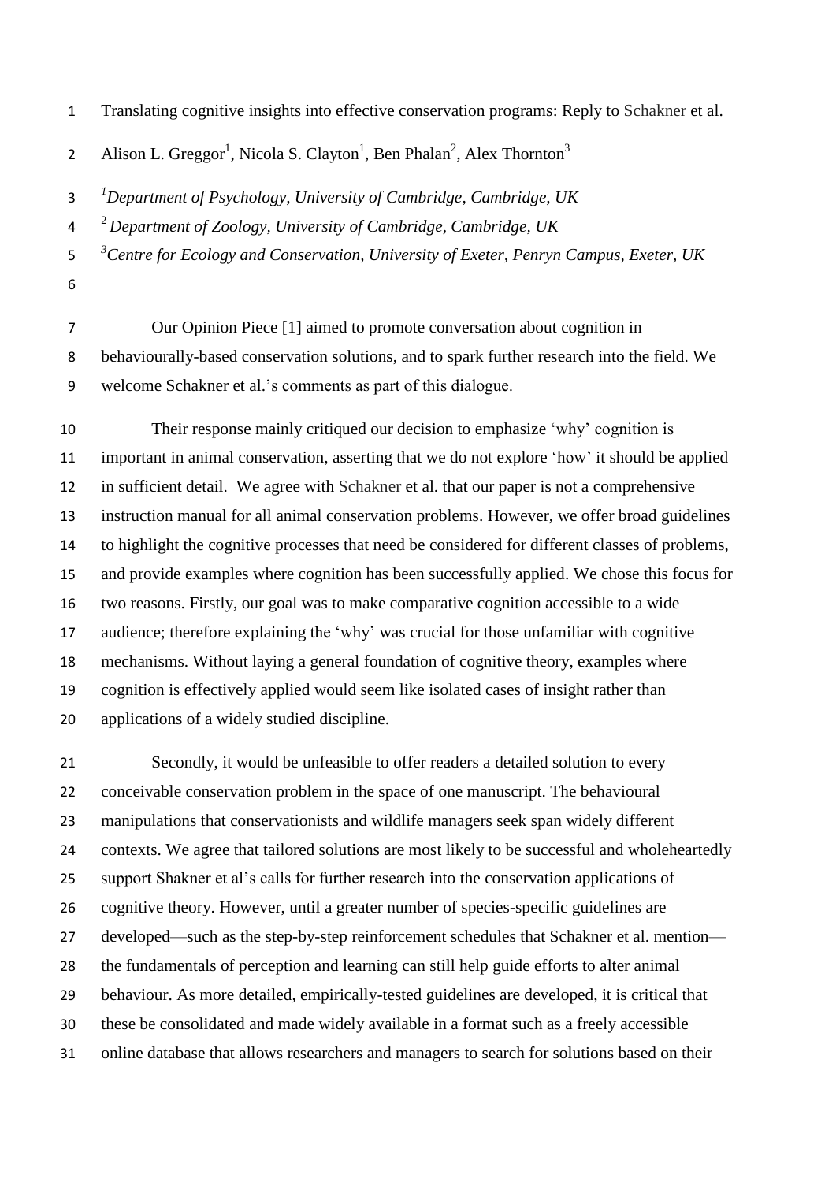# Translating cognitive insights into effective conservation programs: Reply to Schakner et al.

Alison L. Greggor[1], Nicola S. Clayton[1], Ben Phalan[2], Alex Thornton[3]

[1] *Department of Psychology, University of Cambridge, Cambridge, UK*

[2] *Department of Zoology, University of Cambridge, Cambridge, UK*

[3] *Centre for Ecology and Conservation, University of Exeter, Penryn Campus, Exeter, UK*

Our Opinion Piece [1] aimed to promote conversation about cognition in behaviourally-based conservation solutions, and to spark further research into the field. We welcome Schakner et al.'s comments as part of this dialogue.

Their response mainly critiqued our decision to emphasize 'why' cognition is important in animal conservation, asserting that we do not explore 'how' it should be applied in sufficient detail. We agree with Schakner et al. that our paper is not a comprehensive instruction manual for all animal conservation problems. However, we offer broad guidelines to highlight the cognitive processes that need be considered for different classes of problems, and provide examples where cognition has been successfully applied. We chose this focus for two reasons. Firstly, our goal was to make comparative cognition accessible to a wide audience; therefore explaining the 'why' was crucial for those unfamiliar with cognitive mechanisms. Without laying a general foundation of cognitive theory, examples where cognition is effectively applied would seem like isolated cases of insight rather than applications of a widely studied discipline.

Secondly, it would be unfeasible to offer readers a detailed solution to every conceivable conservation problem in the space of one manuscript. The behavioural manipulations that conservationists and wildlife managers seek span widely different contexts. We agree that tailored solutions are most likely to be successful and wholeheartedly support Shakner et al's calls for further research into the conservation applications of cognitive theory. However, until a greater number of species-specific guidelines are developed—such as the step-by-step reinforcement schedules that Schakner et al. mention—the fundamentals of perception and learning can still help guide efforts to alter animal behaviour. As more detailed, empirically-tested guidelines are developed, it is critical that these be consolidated and made widely available in a format such as a freely accessible online database that allows researchers and managers to search for solutions based on their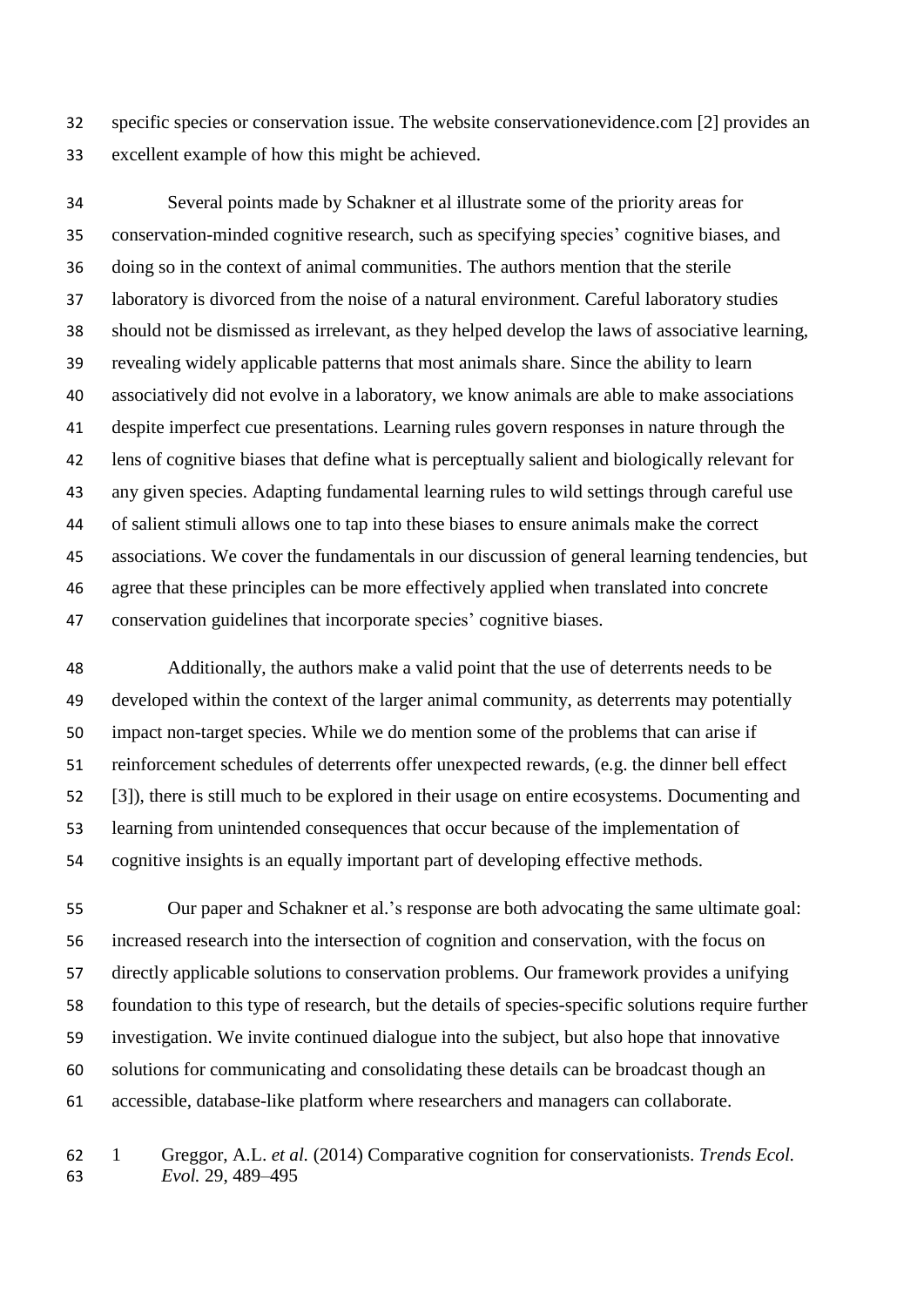specific species or conservation issue. The website conservationevidence.com [2] provides an excellent example of how this might be achieved.

Several points made by Schakner et al illustrate some of the priority areas for conservation-minded cognitive research, such as specifying species' cognitive biases, and doing so in the context of animal communities. The authors mention that the sterile laboratory is divorced from the noise of a natural environment. Careful laboratory studies should not be dismissed as irrelevant, as they helped develop the laws of associative learning, revealing widely applicable patterns that most animals share. Since the ability to learn associatively did not evolve in a laboratory, we know animals are able to make associations despite imperfect cue presentations. Learning rules govern responses in nature through the lens of cognitive biases that define what is perceptually salient and biologically relevant for any given species. Adapting fundamental learning rules to wild settings through careful use of salient stimuli allows one to tap into these biases to ensure animals make the correct associations. We cover the fundamentals in our discussion of general learning tendencies, but agree that these principles can be more effectively applied when translated into concrete conservation guidelines that incorporate species' cognitive biases.

Additionally, the authors make a valid point that the use of deterrents needs to be developed within the context of the larger animal community, as deterrents may potentially impact non-target species. While we do mention some of the problems that can arise if reinforcement schedules of deterrents offer unexpected rewards, (e.g. the dinner bell effect [3]), there is still much to be explored in their usage on entire ecosystems. Documenting and learning from unintended consequences that occur because of the implementation of cognitive insights is an equally important part of developing effective methods.

Our paper and Schakner et al.'s response are both advocating the same ultimate goal: increased research into the intersection of cognition and conservation, with the focus on directly applicable solutions to conservation problems. Our framework provides a unifying foundation to this type of research, but the details of species-specific solutions require further investigation. We invite continued dialogue into the subject, but also hope that innovative solutions for communicating and consolidating these details can be broadcast though an accessible, database-like platform where researchers and managers can collaborate.

1. Greggor, A.L. *et al.* (2014) Comparative cognition for conservationists. *Trends Ecol. Evol.* 29, 489–495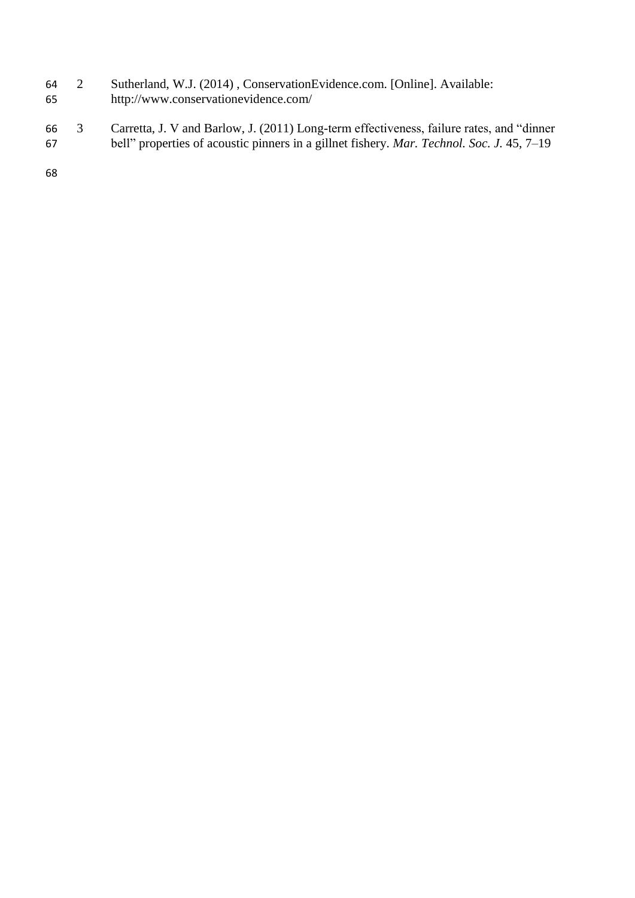2 Sutherland, W.J. (2014) , ConservationEvidence.com. [Online]. Available: http://www.conservationevidence.com/

3 Carretta, J. V and Barlow, J. (2011) Long-term effectiveness, failure rates, and "dinner bell" properties of acoustic pinners in a gillnet fishery. *Mar. Technol. Soc. J.* 45, 7–19